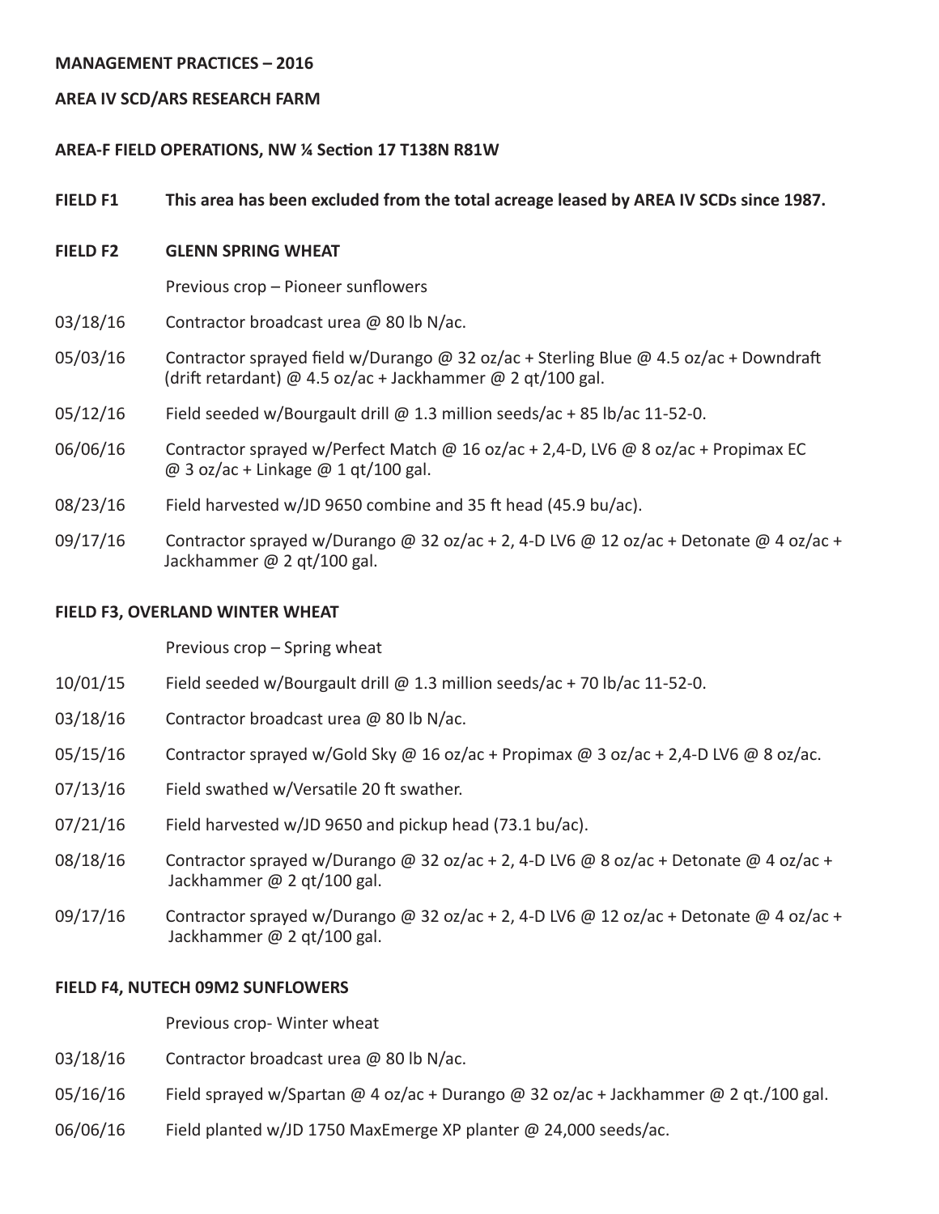**MANAGEMENT PRACTICES – 2016**

**AREA IV SCD/ARS RESEARCH FARM**

**AREA-F FIELD OPERATIONS, NW ¼ Section 17 T138N R81W**

**FIELD F1** **This area has been excluded from the total acreage leased by AREA IV SCDs since 1987.**

**FIELD F2** **GLENN SPRING WHEAT**

Previous crop – Pioneer sunflowers

03/18/16 Contractor broadcast urea @ 80 lb N/ac.

05/03/16 Contractor sprayed field w/Durango @ 32 oz/ac + Sterling Blue @ 4.5 oz/ac + Downdraft (drift retardant) @ 4.5 oz/ac + Jackhammer @ 2 qt/100 gal.

05/12/16 Field seeded w/Bourgault drill @ 1.3 million seeds/ac + 85 lb/ac 11-52-0.

06/06/16 Contractor sprayed w/Perfect Match @ 16 oz/ac + 2,4-D, LV6 @ 8 oz/ac + Propimax EC @ 3 oz/ac + Linkage @ 1 qt/100 gal.

08/23/16 Field harvested w/JD 9650 combine and 35 ft head (45.9 bu/ac).

09/17/16 Contractor sprayed w/Durango @ 32 oz/ac + 2, 4-D LV6 @ 12 oz/ac + Detonate @ 4 oz/ac + Jackhammer @ 2 qt/100 gal.

**FIELD F3, OVERLAND WINTER WHEAT**

Previous crop – Spring wheat

10/01/15 Field seeded w/Bourgault drill @ 1.3 million seeds/ac + 70 lb/ac 11-52-0.

03/18/16 Contractor broadcast urea @ 80 lb N/ac.

05/15/16 Contractor sprayed w/Gold Sky @ 16 oz/ac + Propimax @ 3 oz/ac + 2,4-D LV6 @ 8 oz/ac.

07/13/16 Field swathed w/Versatile 20 ft swather.

07/21/16 Field harvested w/JD 9650 and pickup head (73.1 bu/ac).

08/18/16 Contractor sprayed w/Durango @ 32 oz/ac + 2, 4-D LV6 @ 8 oz/ac + Detonate @ 4 oz/ac + Jackhammer @ 2 qt/100 gal.

09/17/16 Contractor sprayed w/Durango @ 32 oz/ac + 2, 4-D LV6 @ 12 oz/ac + Detonate @ 4 oz/ac + Jackhammer @ 2 qt/100 gal.

**FIELD F4, NUTECH 09M2 SUNFLOWERS**

Previous crop- Winter wheat

03/18/16 Contractor broadcast urea @ 80 lb N/ac.

05/16/16 Field sprayed w/Spartan @ 4 oz/ac + Durango @ 32 oz/ac + Jackhammer @ 2 qt./100 gal.

06/06/16 Field planted w/JD 1750 MaxEmerge XP planter @ 24,000 seeds/ac.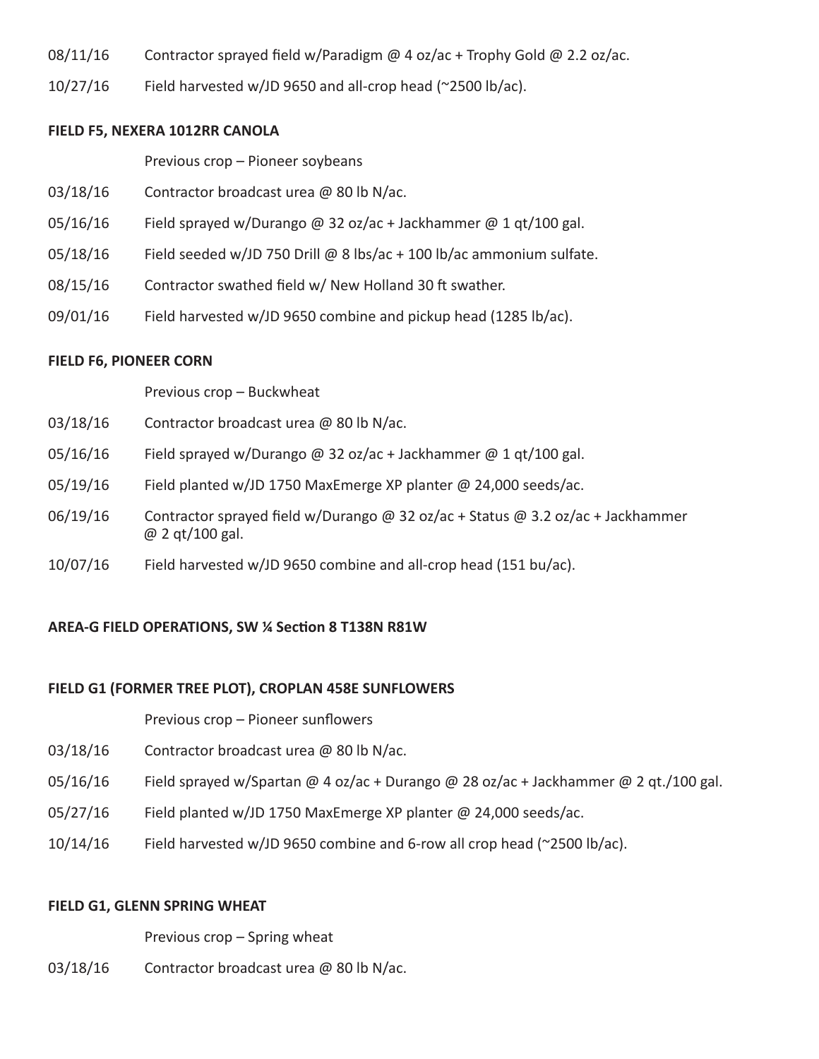08/11/16 Contractor sprayed field w/Paradigm @ 4 oz/ac + Trophy Gold @ 2.2 oz/ac.

10/27/16 Field harvested w/JD 9650 and all-crop head (~2500 lb/ac).

**FIELD F5, NEXERA 1012RR CANOLA**

Previous crop – Pioneer soybeans

03/18/16 Contractor broadcast urea @ 80 lb N/ac.

05/16/16 Field sprayed w/Durango @ 32 oz/ac + Jackhammer @ 1 qt/100 gal.

05/18/16 Field seeded w/JD 750 Drill @ 8 lbs/ac + 100 lb/ac ammonium sulfate.

08/15/16 Contractor swathed field w/ New Holland 30 ft swather.

09/01/16 Field harvested w/JD 9650 combine and pickup head (1285 lb/ac).

**FIELD F6, PIONEER CORN**

Previous crop – Buckwheat

03/18/16 Contractor broadcast urea @ 80 lb N/ac.

05/16/16 Field sprayed w/Durango @ 32 oz/ac + Jackhammer @ 1 qt/100 gal.

05/19/16 Field planted w/JD 1750 MaxEmerge XP planter @ 24,000 seeds/ac.

06/19/16 Contractor sprayed field w/Durango @ 32 oz/ac + Status @ 3.2 oz/ac + Jackhammer @ 2 qt/100 gal.

10/07/16 Field harvested w/JD 9650 combine and all-crop head (151 bu/ac).

**AREA-G FIELD OPERATIONS, SW ¼ Section 8 T138N R81W**

**FIELD G1 (FORMER TREE PLOT), CROPLAN 458E SUNFLOWERS**

Previous crop – Pioneer sunflowers

03/18/16 Contractor broadcast urea @ 80 lb N/ac.

05/16/16 Field sprayed w/Spartan @ 4 oz/ac + Durango @ 28 oz/ac + Jackhammer @ 2 qt./100 gal.

05/27/16 Field planted w/JD 1750 MaxEmerge XP planter @ 24,000 seeds/ac.

10/14/16 Field harvested w/JD 9650 combine and 6-row all crop head (~2500 lb/ac).

**FIELD G1, GLENN SPRING WHEAT**

Previous crop – Spring wheat

03/18/16 Contractor broadcast urea @ 80 lb N/ac.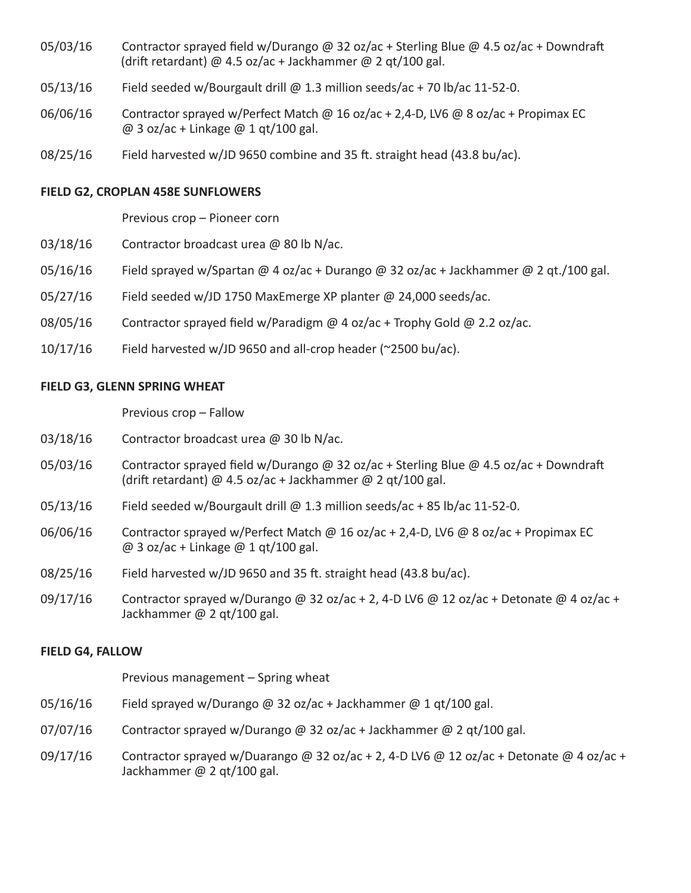05/03/16 Contractor sprayed field w/Durango @ 32 oz/ac + Sterling Blue @ 4.5 oz/ac + Downdraft (drift retardant) @ 4.5 oz/ac + Jackhammer @ 2 qt/100 gal.

05/13/16 Field seeded w/Bourgault drill @ 1.3 million seeds/ac + 70 lb/ac 11-52-0.

06/06/16 Contractor sprayed w/Perfect Match @ 16 oz/ac + 2,4-D, LV6 @ 8 oz/ac + Propimax EC @ 3 oz/ac + Linkage @ 1 qt/100 gal.

08/25/16 Field harvested w/JD 9650 combine and 35 ft. straight head (43.8 bu/ac).

**FIELD G2, CROPLAN 458E SUNFLOWERS**

Previous crop – Pioneer corn

03/18/16 Contractor broadcast urea @ 80 lb N/ac.

05/16/16 Field sprayed w/Spartan @ 4 oz/ac + Durango @ 32 oz/ac + Jackhammer @ 2 qt./100 gal.

05/27/16 Field seeded w/JD 1750 MaxEmerge XP planter @ 24,000 seeds/ac.

08/05/16 Contractor sprayed field w/Paradigm @ 4 oz/ac + Trophy Gold @ 2.2 oz/ac.

10/17/16 Field harvested w/JD 9650 and all-crop header (~2500 bu/ac).

**FIELD G3, GLENN SPRING WHEAT**

Previous crop – Fallow

03/18/16 Contractor broadcast urea @ 30 lb N/ac.

05/03/16 Contractor sprayed field w/Durango @ 32 oz/ac + Sterling Blue @ 4.5 oz/ac + Downdraft (drift retardant) @ 4.5 oz/ac + Jackhammer @ 2 qt/100 gal.

05/13/16 Field seeded w/Bourgault drill @ 1.3 million seeds/ac + 85 lb/ac 11-52-0.

06/06/16 Contractor sprayed w/Perfect Match @ 16 oz/ac + 2,4-D, LV6 @ 8 oz/ac + Propimax EC @ 3 oz/ac + Linkage @ 1 qt/100 gal.

08/25/16 Field harvested w/JD 9650 and 35 ft. straight head (43.8 bu/ac).

09/17/16 Contractor sprayed w/Durango @ 32 oz/ac + 2, 4-D LV6 @ 12 oz/ac + Detonate @ 4 oz/ac + Jackhammer @ 2 qt/100 gal.

**FIELD G4, FALLOW**

Previous management – Spring wheat

05/16/16 Field sprayed w/Durango @ 32 oz/ac + Jackhammer @ 1 qt/100 gal.

07/07/16 Contractor sprayed w/Durango @ 32 oz/ac + Jackhammer @ 2 qt/100 gal.

09/17/16 Contractor sprayed w/Duarango @ 32 oz/ac + 2, 4-D LV6 @ 12 oz/ac + Detonate @ 4 oz/ac + Jackhammer @ 2 qt/100 gal.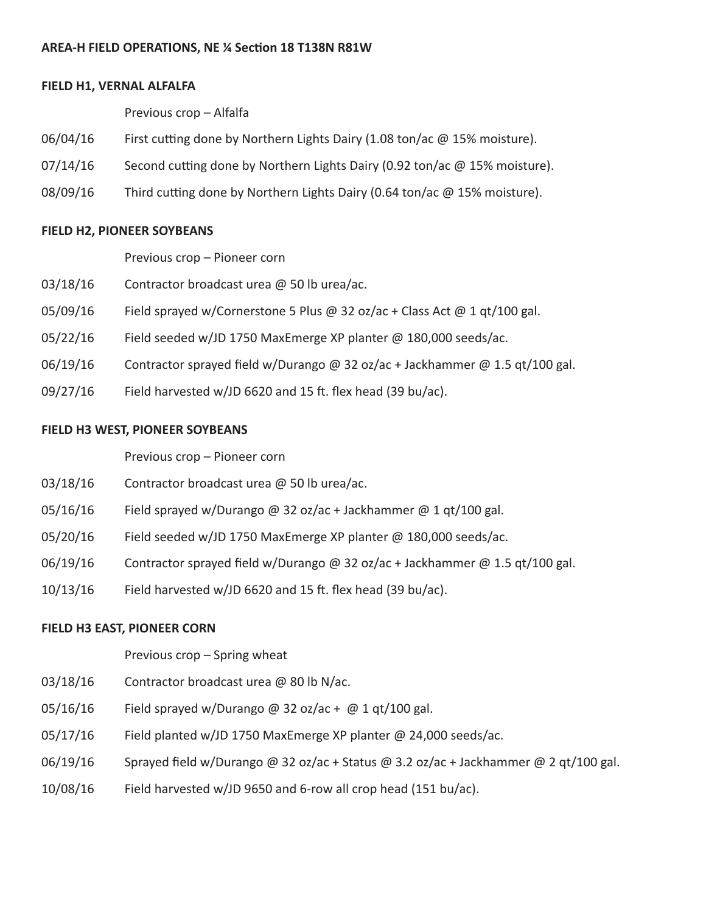**AREA-H FIELD OPERATIONS, NE ¼ Section 18 T138N R81W**

**FIELD H1, VERNAL ALFALFA**

Previous crop – Alfalfa

06/04/16 First cutting done by Northern Lights Dairy (1.08 ton/ac @ 15% moisture).

07/14/16 Second cutting done by Northern Lights Dairy (0.92 ton/ac @ 15% moisture).

08/09/16 Third cutting done by Northern Lights Dairy (0.64 ton/ac @ 15% moisture).

**FIELD H2, PIONEER SOYBEANS**

Previous crop – Pioneer corn

03/18/16 Contractor broadcast urea @ 50 lb urea/ac.

05/09/16 Field sprayed w/Cornerstone 5 Plus @ 32 oz/ac + Class Act @ 1 qt/100 gal.

05/22/16 Field seeded w/JD 1750 MaxEmerge XP planter @ 180,000 seeds/ac.

06/19/16 Contractor sprayed field w/Durango @ 32 oz/ac + Jackhammer @ 1.5 qt/100 gal.

09/27/16 Field harvested w/JD 6620 and 15 ft. flex head (39 bu/ac).

**FIELD H3 WEST, PIONEER SOYBEANS**

Previous crop – Pioneer corn

03/18/16 Contractor broadcast urea @ 50 lb urea/ac.

05/16/16 Field sprayed w/Durango @ 32 oz/ac + Jackhammer @ 1 qt/100 gal.

05/20/16 Field seeded w/JD 1750 MaxEmerge XP planter @ 180,000 seeds/ac.

06/19/16 Contractor sprayed field w/Durango @ 32 oz/ac + Jackhammer @ 1.5 qt/100 gal.

10/13/16 Field harvested w/JD 6620 and 15 ft. flex head (39 bu/ac).

**FIELD H3 EAST, PIONEER CORN**

Previous crop – Spring wheat

03/18/16 Contractor broadcast urea @ 80 lb N/ac.

05/16/16 Field sprayed w/Durango @ 32 oz/ac + @ 1 qt/100 gal.

05/17/16 Field planted w/JD 1750 MaxEmerge XP planter @ 24,000 seeds/ac.

06/19/16 Sprayed field w/Durango @ 32 oz/ac + Status @ 3.2 oz/ac + Jackhammer @ 2 qt/100 gal.

10/08/16 Field harvested w/JD 9650 and 6-row all crop head (151 bu/ac).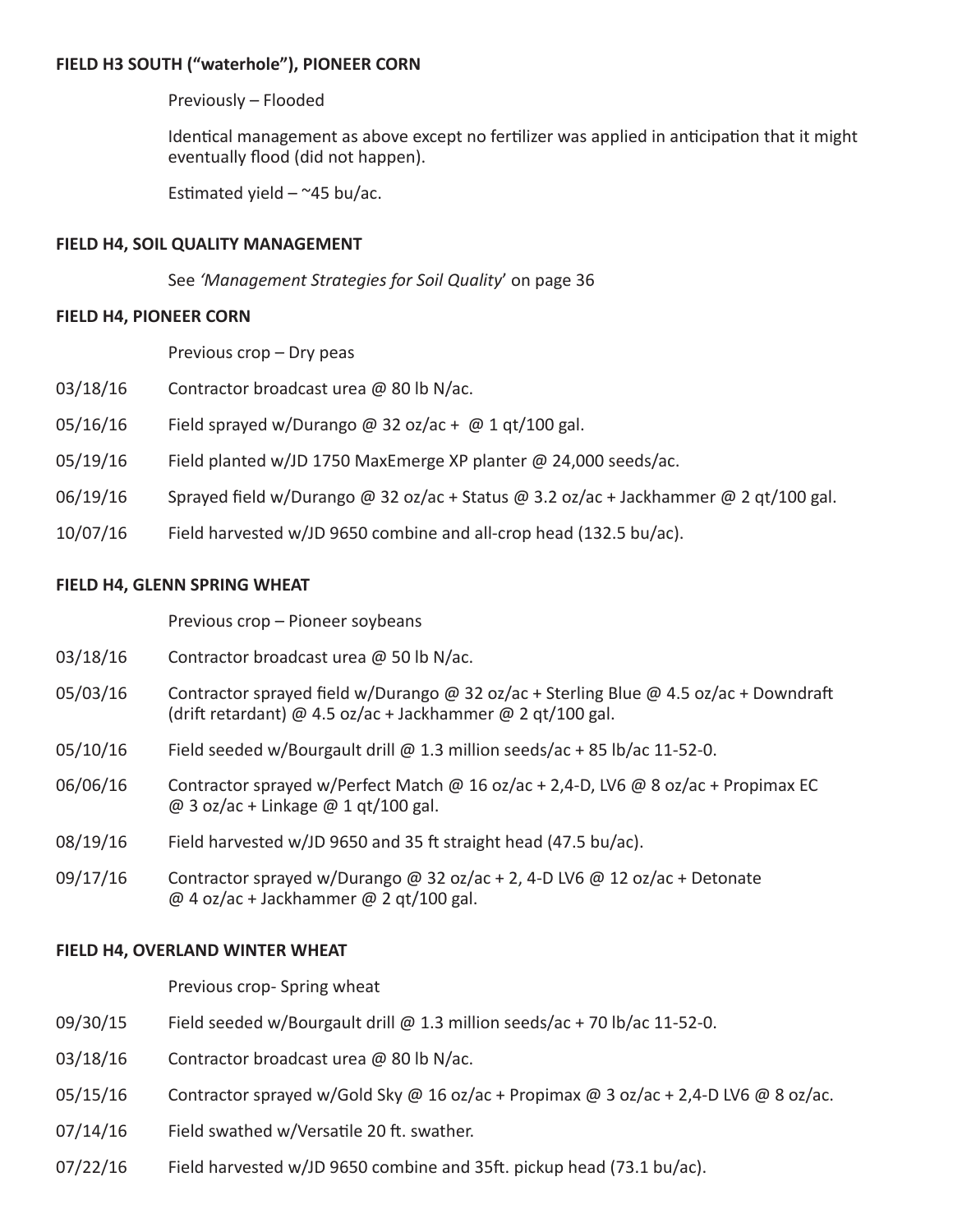**FIELD H3 SOUTH ("waterhole"), PIONEER CORN**

Previously – Flooded

Identical management as above except no fertilizer was applied in anticipation that it might eventually flood (did not happen).

Estimated yield – ~45 bu/ac.

**FIELD H4, SOIL QUALITY MANAGEMENT**

See *'Management Strategies for Soil Quality*' on page 36

**FIELD H4, PIONEER CORN**

Previous crop – Dry peas

03/18/16 Contractor broadcast urea @ 80 lb N/ac.

05/16/16 Field sprayed w/Durango @ 32 oz/ac + @ 1 qt/100 gal.

05/19/16 Field planted w/JD 1750 MaxEmerge XP planter @ 24,000 seeds/ac.

06/19/16 Sprayed field w/Durango @ 32 oz/ac + Status @ 3.2 oz/ac + Jackhammer @ 2 qt/100 gal.

10/07/16 Field harvested w/JD 9650 combine and all-crop head (132.5 bu/ac).

**FIELD H4, GLENN SPRING WHEAT**

Previous crop – Pioneer soybeans

03/18/16 Contractor broadcast urea @ 50 lb N/ac.

05/03/16 Contractor sprayed field w/Durango @ 32 oz/ac + Sterling Blue @ 4.5 oz/ac + Downdraft (drift retardant) @ 4.5 oz/ac + Jackhammer @ 2 qt/100 gal.

05/10/16 Field seeded w/Bourgault drill @ 1.3 million seeds/ac + 85 lb/ac 11-52-0.

06/06/16 Contractor sprayed w/Perfect Match @ 16 oz/ac + 2,4-D, LV6 @ 8 oz/ac + Propimax EC @ 3 oz/ac + Linkage @ 1 qt/100 gal.

08/19/16 Field harvested w/JD 9650 and 35 ft straight head (47.5 bu/ac).

09/17/16 Contractor sprayed w/Durango @ 32 oz/ac + 2, 4-D LV6 @ 12 oz/ac + Detonate @ 4 oz/ac + Jackhammer @ 2 qt/100 gal.

**FIELD H4, OVERLAND WINTER WHEAT**

Previous crop- Spring wheat

09/30/15 Field seeded w/Bourgault drill @ 1.3 million seeds/ac + 70 lb/ac 11-52-0.

03/18/16 Contractor broadcast urea @ 80 lb N/ac.

05/15/16 Contractor sprayed w/Gold Sky @ 16 oz/ac + Propimax @ 3 oz/ac + 2,4-D LV6 @ 8 oz/ac.

07/14/16 Field swathed w/Versatile 20 ft. swather.

07/22/16 Field harvested w/JD 9650 combine and 35ft. pickup head (73.1 bu/ac).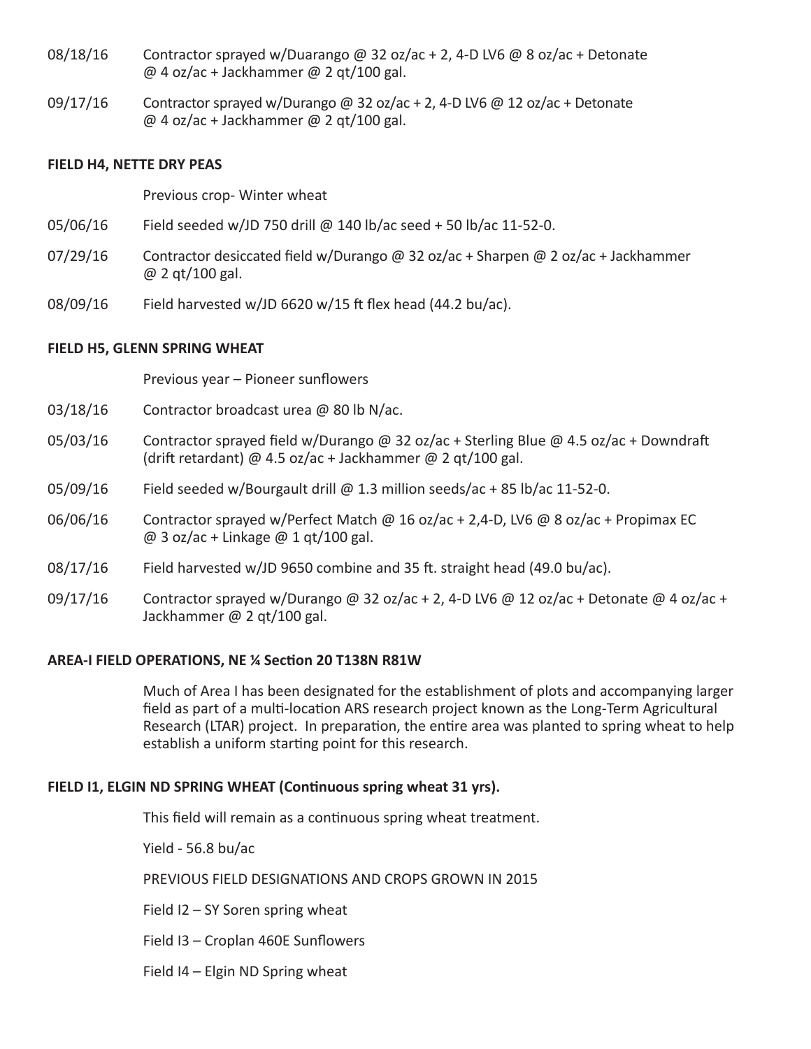08/18/16 Contractor sprayed w/Duarango @ 32 oz/ac + 2, 4-D LV6 @ 8 oz/ac + Detonate @ 4 oz/ac + Jackhammer @ 2 qt/100 gal.

09/17/16 Contractor sprayed w/Durango @ 32 oz/ac + 2, 4-D LV6 @ 12 oz/ac + Detonate @ 4 oz/ac + Jackhammer @ 2 qt/100 gal.

**FIELD H4, NETTE DRY PEAS**

Previous crop- Winter wheat

05/06/16 Field seeded w/JD 750 drill @ 140 lb/ac seed + 50 lb/ac 11-52-0.

07/29/16 Contractor desiccated field w/Durango @ 32 oz/ac + Sharpen @ 2 oz/ac + Jackhammer @ 2 qt/100 gal.

08/09/16 Field harvested w/JD 6620 w/15 ft flex head (44.2 bu/ac).

**FIELD H5, GLENN SPRING WHEAT**

Previous year – Pioneer sunflowers

03/18/16 Contractor broadcast urea @ 80 lb N/ac.

05/03/16 Contractor sprayed field w/Durango @ 32 oz/ac + Sterling Blue @ 4.5 oz/ac + Downdraft (drift retardant) @ 4.5 oz/ac + Jackhammer @ 2 qt/100 gal.

05/09/16 Field seeded w/Bourgault drill @ 1.3 million seeds/ac + 85 lb/ac 11-52-0.

06/06/16 Contractor sprayed w/Perfect Match @ 16 oz/ac + 2,4-D, LV6 @ 8 oz/ac + Propimax EC @ 3 oz/ac + Linkage @ 1 qt/100 gal.

08/17/16 Field harvested w/JD 9650 combine and 35 ft. straight head (49.0 bu/ac).

09/17/16 Contractor sprayed w/Durango @ 32 oz/ac + 2, 4-D LV6 @ 12 oz/ac + Detonate @ 4 oz/ac + Jackhammer @ 2 qt/100 gal.

**AREA-I FIELD OPERATIONS, NE ¼ Section 20 T138N R81W**

Much of Area I has been designated for the establishment of plots and accompanying larger field as part of a multi-location ARS research project known as the Long-Term Agricultural Research (LTAR) project. In preparation, the entire area was planted to spring wheat to help establish a uniform starting point for this research.

**FIELD I1, ELGIN ND SPRING WHEAT (Continuous spring wheat 31 yrs).**

This field will remain as a continuous spring wheat treatment.

Yield - 56.8 bu/ac

PREVIOUS FIELD DESIGNATIONS AND CROPS GROWN IN 2015

Field I2 – SY Soren spring wheat

Field I3 – Croplan 460E Sunflowers

Field I4 – Elgin ND Spring wheat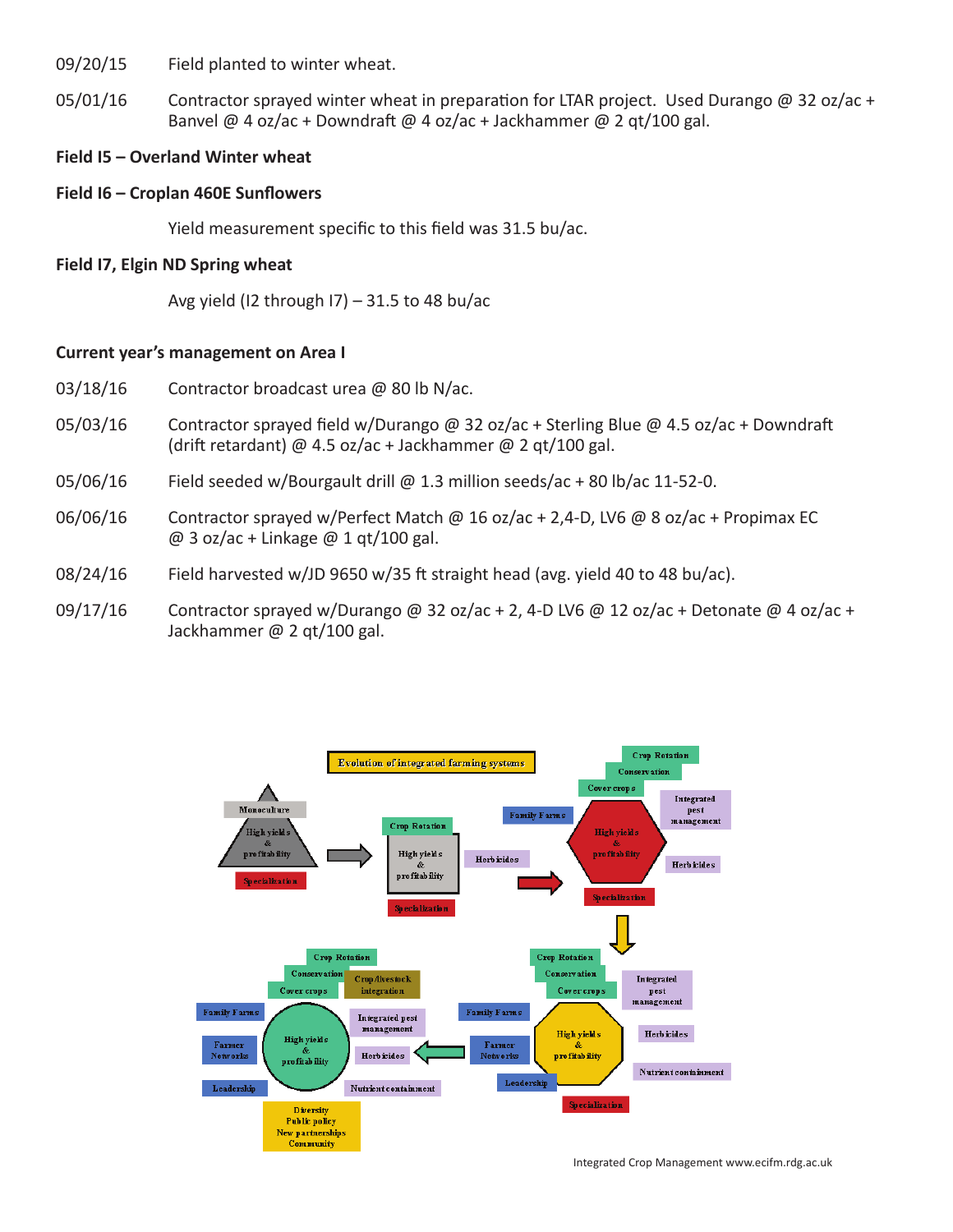09/20/15 Field planted to winter wheat.

05/01/16 Contractor sprayed winter wheat in preparation for LTAR project. Used Durango @ 32 oz/ac + Banvel @ 4 oz/ac + Downdraft @ 4 oz/ac + Jackhammer @ 2 qt/100 gal.

**Field I5 – Overland Winter wheat**

**Field I6 – Croplan 460E Sunflowers**

Yield measurement specific to this field was 31.5 bu/ac.

**Field I7, Elgin ND Spring wheat**

Avg yield (I2 through I7) – 31.5 to 48 bu/ac

**Current year's management on Area I**

03/18/16 Contractor broadcast urea @ 80 lb N/ac.

05/03/16 Contractor sprayed field w/Durango @ 32 oz/ac + Sterling Blue @ 4.5 oz/ac + Downdraft (drift retardant) @ 4.5 oz/ac + Jackhammer @ 2 qt/100 gal.

05/06/16 Field seeded w/Bourgault drill @ 1.3 million seeds/ac + 80 lb/ac 11-52-0.

06/06/16 Contractor sprayed w/Perfect Match @ 16 oz/ac + 2,4-D, LV6 @ 8 oz/ac + Propimax EC @ 3 oz/ac + Linkage @ 1 qt/100 gal.

08/24/16 Field harvested w/JD 9650 w/35 ft straight head (avg. yield 40 to 48 bu/ac).

09/17/16 Contractor sprayed w/Durango @ 32 oz/ac + 2, 4-D LV6 @ 12 oz/ac + Detonate @ 4 oz/ac + Jackhammer @ 2 qt/100 gal.

Evolution of integrated farming systems

Integrated Crop Management www.ecifm.rdg.ac.uk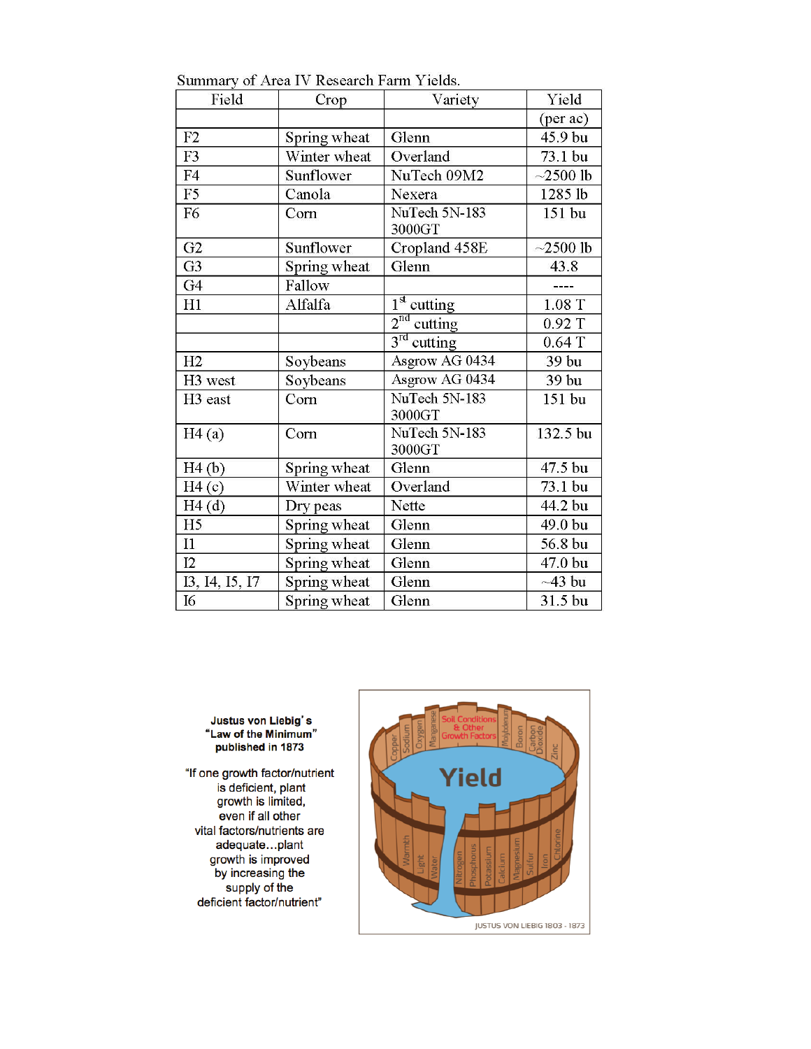Summary of Area IV Research Farm Yields.

| Field | Crop | Variety | Yield |
|---|---|---|---|
| | | | (per ac) |
| F2 | Spring wheat | Glenn | 45.9 bu |
| F3 | Winter wheat | Overland | 73.1 bu |
| F4 | Sunflower | NuTech 09M2 | ~2500 lb |
| F5 | Canola | Nexera | 1285 lb |
| F6 | Corn | NuTech 5N-183 3000GT | 151 bu |
| G2 | Sunflower | Cropland 458E | ~2500 lb |
| G3 | Spring wheat | Glenn | 43.8 |
| G4 | Fallow | | ---- |
| H1 | Alfalfa | 1st cutting | 1.08 T |
| | | 2nd cutting | 0.92 T |
| | | 3rd cutting | 0.64 T |
| H2 | Soybeans | Asgrow AG 0434 | 39 bu |
| H3 west | Soybeans | Asgrow AG 0434 | 39 bu |
| H3 east | Corn | NuTech 5N-183 3000GT | 151 bu |
| H4 (a) | Corn | NuTech 5N-183 3000GT | 132.5 bu |
| H4 (b) | Spring wheat | Glenn | 47.5 bu |
| H4 (c) | Winter wheat | Overland | 73.1 bu |
| H4 (d) | Dry peas | Nette | 44.2 bu |
| H5 | Spring wheat | Glenn | 49.0 bu |
| I1 | Spring wheat | Glenn | 56.8 bu |
| I2 | Spring wheat | Glenn | 47.0 bu |
| I3, I4, I5, I7 | Spring wheat | Glenn | ~43 bu |
| I6 | Spring wheat | Glenn | 31.5 bu |

**Justus von Liebig's "Law of the Minimum" published in 1873**

"If one growth factor/nutrient is deficient, plant growth is limited, even if all other vital factors/nutrients are adequate…plant growth is improved by increasing the supply of the deficient factor/nutrient"

Copper
Sodium
Oxygen
Manganese
Soil Conditions & Other Growth Factors
Molybdenum
Boron
Carbon Dioxide
Zinc
Yield
Warmth
Light
Water
Nitrogen
Phosphorus
Potassium
Calcium
Magnesium
Sulfur
Iron
Chlorine
JUSTUS VON LIEBIG 1803 - 1873